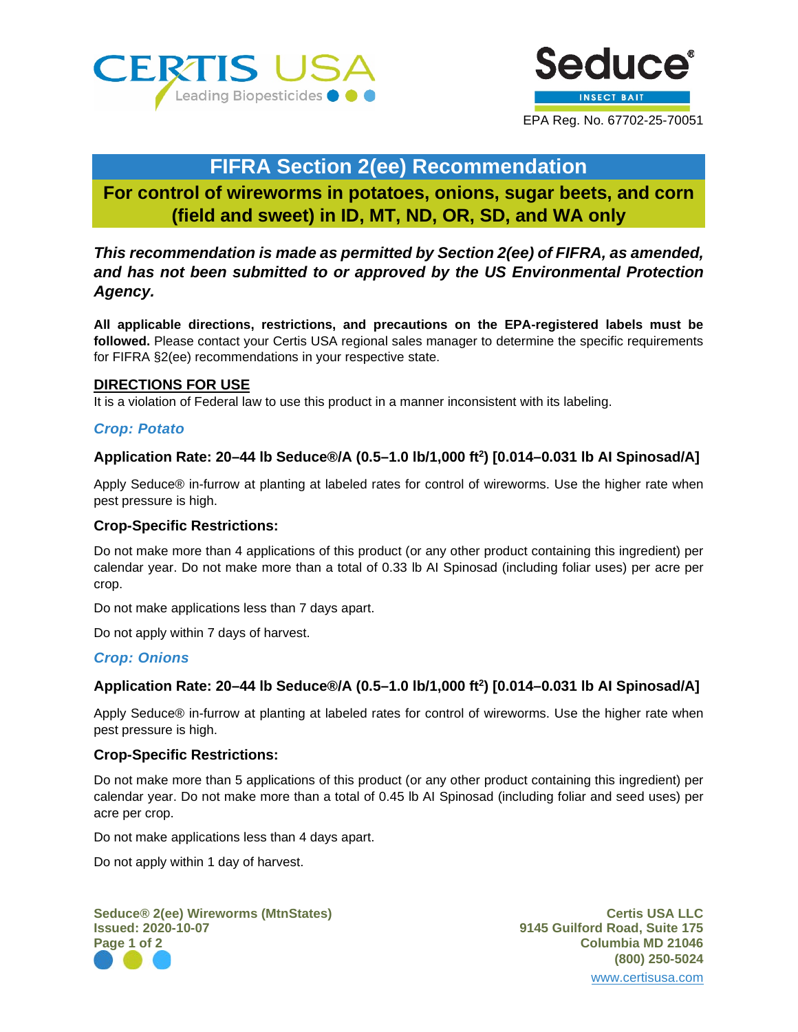CERTIS USA

Leading Biopesticides

Seduce®

INSECT BAIT

EPA Reg. No. 67702-25-70051

# FIFRA Section 2(ee) Recommendation

## For control of wireworms in potatoes, onions, sugar beets, and corn (field and sweet) in ID, MT, ND, OR, SD, and WA only

***This recommendation is made as permitted by Section 2(ee) of FIFRA, as amended, and has not been submitted to or approved by the US Environmental Protection Agency.***

**All applicable directions, restrictions, and precautions on the EPA-registered labels must be followed.** Please contact your Certis USA regional sales manager to determine the specific requirements for FIFRA §2(ee) recommendations in your respective state.

### DIRECTIONS FOR USE

It is a violation of Federal law to use this product in a manner inconsistent with its labeling.

### *Crop: Potato*

**Application Rate: 20–44 lb Seduce®/A (0.5–1.0 lb/1,000 ft$^2$) [0.014–0.031 lb AI Spinosad/A]**

Apply Seduce® in-furrow at planting at labeled rates for control of wireworms. Use the higher rate when pest pressure is high.

**Crop-Specific Restrictions:**

Do not make more than 4 applications of this product (or any other product containing this ingredient) per calendar year. Do not make more than a total of 0.33 lb AI Spinosad (including foliar uses) per acre per crop.

Do not make applications less than 7 days apart.

Do not apply within 7 days of harvest.

### *Crop: Onions*

**Application Rate: 20–44 lb Seduce®/A (0.5–1.0 lb/1,000 ft$^2$) [0.014–0.031 lb AI Spinosad/A]**

Apply Seduce® in-furrow at planting at labeled rates for control of wireworms. Use the higher rate when pest pressure is high.

**Crop-Specific Restrictions:**

Do not make more than 5 applications of this product (or any other product containing this ingredient) per calendar year. Do not make more than a total of 0.45 lb AI Spinosad (including foliar and seed uses) per acre per crop.

Do not make applications less than 4 days apart.

Do not apply within 1 day of harvest.

**Seduce® 2(ee) Wireworms (MtnStates)**
**Issued: 2020-10-07**

**Certis USA LLC**
**9145 Guilford Road, Suite 175**
**Columbia MD 21046**
**(800) 250-5024**
www.certisusa.com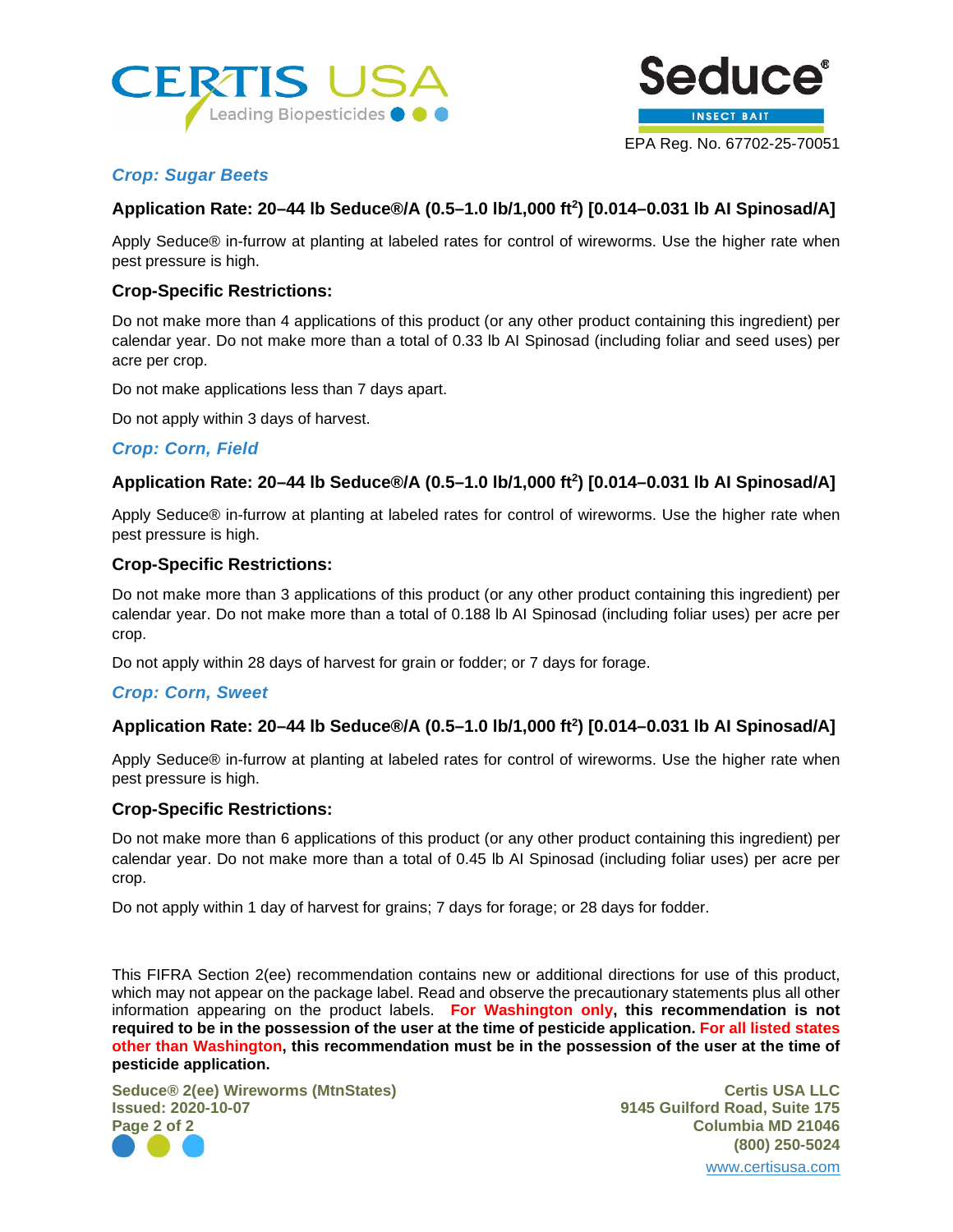### *Crop: Sugar Beets*

**Application Rate: 20–44 lb Seduce®/A (0.5–1.0 lb/1,000 ft$^2$) [0.014–0.031 lb AI Spinosad/A]**

Apply Seduce® in-furrow at planting at labeled rates for control of wireworms. Use the higher rate when pest pressure is high.

**Crop-Specific Restrictions:**

Do not make more than 4 applications of this product (or any other product containing this ingredient) per calendar year. Do not make more than a total of 0.33 lb AI Spinosad (including foliar and seed uses) per acre per crop.

Do not make applications less than 7 days apart.

Do not apply within 3 days of harvest.

### *Crop: Corn, Field*

**Application Rate: 20–44 lb Seduce®/A (0.5–1.0 lb/1,000 ft$^2$) [0.014–0.031 lb AI Spinosad/A]**

Apply Seduce® in-furrow at planting at labeled rates for control of wireworms. Use the higher rate when pest pressure is high.

**Crop-Specific Restrictions:**

Do not make more than 3 applications of this product (or any other product containing this ingredient) per calendar year. Do not make more than a total of 0.188 lb AI Spinosad (including foliar uses) per acre per crop.

Do not apply within 28 days of harvest for grain or fodder; or 7 days for forage.

### *Crop: Corn, Sweet*

**Application Rate: 20–44 lb Seduce®/A (0.5–1.0 lb/1,000 ft$^2$) [0.014–0.031 lb AI Spinosad/A]**

Apply Seduce® in-furrow at planting at labeled rates for control of wireworms. Use the higher rate when pest pressure is high.

**Crop-Specific Restrictions:**

Do not make more than 6 applications of this product (or any other product containing this ingredient) per calendar year. Do not make more than a total of 0.45 lb AI Spinosad (including foliar uses) per acre per crop.

Do not apply within 1 day of harvest for grains; 7 days for forage; or 28 days for fodder.

This FIFRA Section 2(ee) recommendation contains new or additional directions for use of this product, which may not appear on the package label. Read and observe the precautionary statements plus all other information appearing on the product labels. **For Washington only, this recommendation is not required to be in the possession of the user at the time of pesticide application. For all listed states other than Washington, this recommendation must be in the possession of the user at the time of pesticide application.**

**Seduce® 2(ee) Wireworms (MtnStates)**
**Issued: 2020-10-07**

**Certis USA LLC**
**9145 Guilford Road, Suite 175**
**Columbia MD 21046**
**(800) 250-5024**
www.certisusa.com